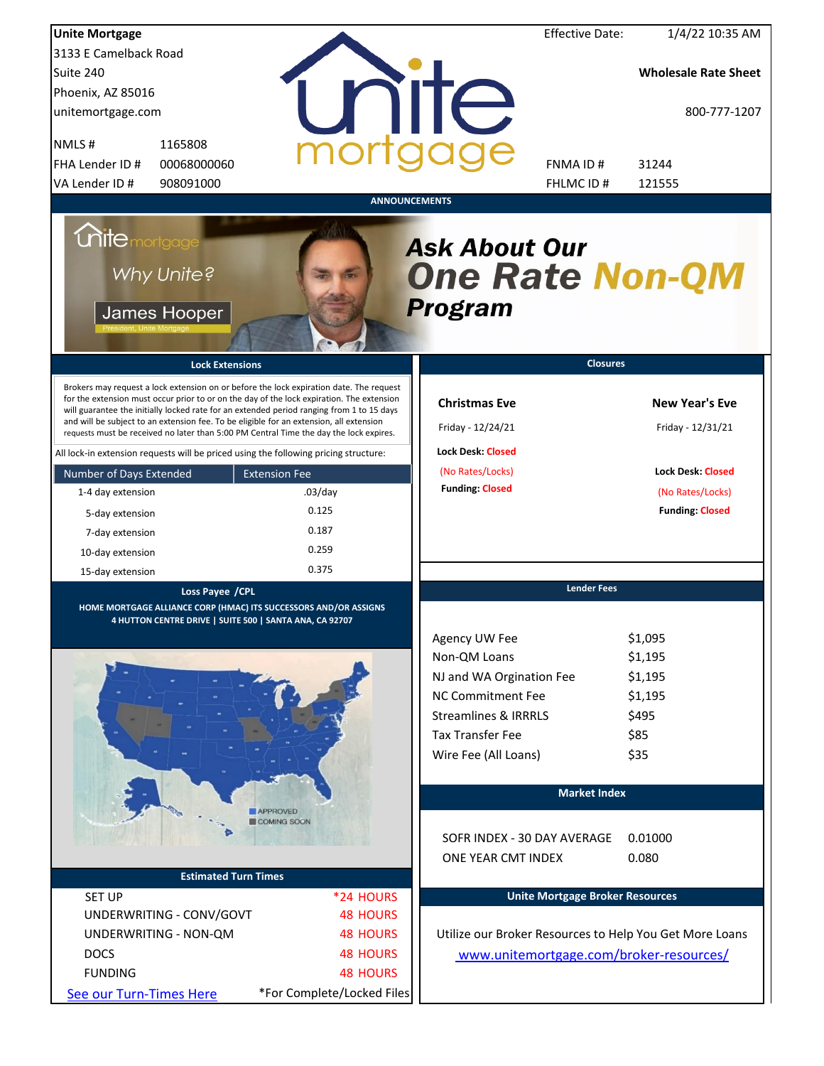**Unite Mortgage**
3133 E Camelback Road
Suite 240
Phoenix, AZ 85016
unitemortgage.com

| | |
|---|---|
| NMLS # | 1165808 |
| FHA Lender ID # | 00068000060 |
| VA Lender ID # | 908091000 |

Effective Date: 1/4/22 10:35 AM

**Wholesale Rate Sheet**

800-777-1207

| | |
|---|---|
| FNMA ID # | 31244 |
| FHLMC ID # | 121555 |

## ANNOUNCEMENTS

Why Unite?
James Hooper
President, Unite Mortgage

***Ask About Our One Rate Non-QM Program***

## Lock Extensions

Brokers may request a lock extension on or before the lock expiration date. The request for the extension must occur prior to or on the day of the lock expiration. The extension will guarantee the initially locked rate for an extended period ranging from 1 to 15 days and will be subject to an extension fee. To be eligible for an extension, all extension requests must be received no later than 5:00 PM Central Time the day the lock expires.

All lock-in extension requests will be priced using the following pricing structure:

| Number of Days Extended | Extension Fee |
|---|---|
| 1-4 day extension | .03/day |
| 5-day extension | 0.125 |
| 7-day extension | 0.187 |
| 10-day extension | 0.259 |
| 15-day extension | 0.375 |

## Closures

| Christmas Eve | New Year's Eve |
|---|---|
| Friday - 12/24/21 | Friday - 12/31/21 |
| Lock Desk: Closed (No Rates/Locks) | Lock Desk: Closed (No Rates/Locks) |
| Funding: Closed | Funding: Closed |

## Loss Payee /CPL

HOME MORTGAGE ALLIANCE CORP (HMAC) ITS SUCCESSORS AND/OR ASSIGNS
4 HUTTON CENTRE DRIVE | SUITE 500 | SANTA ANA, CA 92707

APPROVED
COMING SOON

## Lender Fees

| | |
|---|---|
| Agency UW Fee | $1,095 |
| Non-QM Loans | $1,195 |
| NJ and WA Orgination Fee | $1,195 |
| NC Commitment Fee | $1,195 |
| Streamlines & IRRRLS | $495 |
| Tax Transfer Fee | $85 |
| Wire Fee (All Loans) | $35 |

## Market Index

| | |
|---|---|
| SOFR INDEX - 30 DAY AVERAGE | 0.01000 |
| ONE YEAR CMT INDEX | 0.080 |

## Estimated Turn Times

| | |
|---|---|
| SET UP | *24 HOURS |
| UNDERWRITING - CONV/GOVT | 48 HOURS |
| UNDERWRITING - NON-QM | 48 HOURS |
| DOCS | 48 HOURS |
| FUNDING | 48 HOURS |

See our Turn-Times Here — *For Complete/Locked Files

## Unite Mortgage Broker Resources

Utilize our Broker Resources to Help You Get More Loans
www.unitemortgage.com/broker-resources/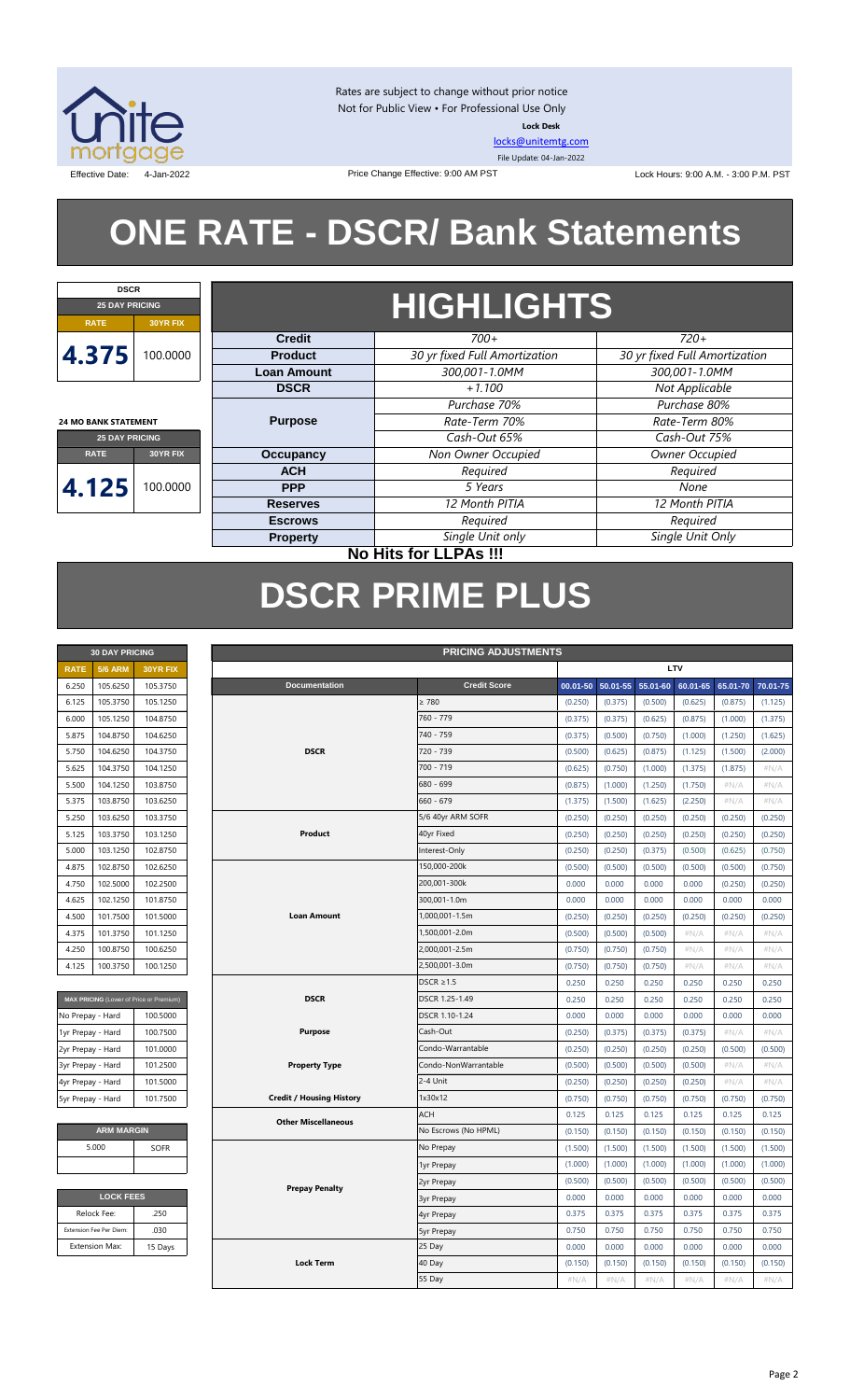Rates are subject to change without prior notice
Not for Public View • For Professional Use Only
**Lock Desk**
locks@unitemtg.com
File Update: 04-Jan-2022

Effective Date: 4-Jan-2022 | Price Change Effective: 9:00 AM PST | Lock Hours: 9:00 A.M. - 3:00 P.M. PST

# ONE RATE - DSCR/ Bank Statements

| DSCR | |
|---|---|
| 25 DAY PRICING | |
| RATE | 30YR FIX |
| 4.375 | 100.0000 |

| 24 MO BANK STATEMENT | |
|---|---|
| 25 DAY PRICING | |
| RATE | 30YR FIX |
| 4.125 | 100.0000 |

## HIGHLIGHTS

| | | |
|---|---|---|
| **Credit** | *700+* | *720+* |
| **Product** | *30 yr fixed Full Amortization* | *30 yr fixed Full Amortization* |
| **Loan Amount** | *300,001-1.0MM* | *300,001-1.0MM* |
| **DSCR** | *+1.100* | *Not Applicable* |
| **Purpose** | *Purchase 70%* | *Purchase 80%* |
| | *Rate-Term 70%* | *Rate-Term 80%* |
| | *Cash-Out 65%* | *Cash-Out 75%* |
| **Occupancy** | *Non Owner Occupied* | *Owner Occupied* |
| **ACH** | *Required* | *Required* |
| **PPP** | *5 Years* | *None* |
| **Reserves** | *12 Month PITIA* | *12 Month PITIA* |
| **Escrows** | *Required* | *Required* |
| **Property** | *Single Unit only* | *Single Unit Only* |

**No Hits for LLPAs !!!**

# DSCR PRIME PLUS

| 30 DAY PRICING | | |
|---|---|---|
| RATE | 5/6 ARM | 30YR FIX |
| 6.250 | 105.6250 | 105.3750 |
| 6.125 | 105.3750 | 105.1250 |
| 6.000 | 105.1250 | 104.8750 |
| 5.875 | 104.8750 | 104.6250 |
| 5.750 | 104.6250 | 104.3750 |
| 5.625 | 104.3750 | 104.1250 |
| 5.500 | 104.1250 | 103.8750 |
| 5.375 | 103.8750 | 103.6250 |
| 5.250 | 103.6250 | 103.3750 |
| 5.125 | 103.3750 | 103.1250 |
| 5.000 | 103.1250 | 102.8750 |
| 4.875 | 102.8750 | 102.6250 |
| 4.750 | 102.5000 | 102.2500 |
| 4.625 | 102.1250 | 101.8750 |
| 4.500 | 101.7500 | 101.5000 |
| 4.375 | 101.3750 | 101.1250 |
| 4.250 | 100.8750 | 100.6250 |
| 4.125 | 100.3750 | 100.1250 |

| MAX PRICING (Lower of Price or Premium) | |
|---|---|
| No Prepay - Hard | 100.5000 |
| 1yr Prepay - Hard | 100.7500 |
| 2yr Prepay - Hard | 101.0000 |
| 3yr Prepay - Hard | 101.2500 |
| 4yr Prepay - Hard | 101.5000 |
| 5yr Prepay - Hard | 101.7500 |

| ARM MARGIN | |
|---|---|
| 5.000 | SOFR |

| LOCK FEES | |
|---|---|
| Relock Fee: | .250 |
| Extension Fee Per Diem: | .030 |
| Extension Max: | 15 Days |

| PRICING ADJUSTMENTS | | LTV | | | | | |
|---|---|---|---|---|---|---|---|
| Documentation | Credit Score | 00.01-50 | 50.01-55 | 55.01-60 | 60.01-65 | 65.01-70 | 70.01-75 |
| DSCR | ≥ 780 | (0.250) | (0.375) | (0.500) | (0.625) | (0.875) | (1.125) |
| | 760 - 779 | (0.375) | (0.375) | (0.625) | (0.875) | (1.000) | (1.375) |
| | 740 - 759 | (0.375) | (0.500) | (0.750) | (1.000) | (1.250) | (1.625) |
| | 720 - 739 | (0.500) | (0.625) | (0.875) | (1.125) | (1.500) | (2.000) |
| | 700 - 719 | (0.625) | (0.750) | (1.000) | (1.375) | (1.875) | #N/A |
| | 680 - 699 | (0.875) | (1.000) | (1.250) | (1.750) | #N/A | #N/A |
| | 660 - 679 | (1.375) | (1.500) | (1.625) | (2.250) | #N/A | #N/A |
| Product | 5/6 40yr ARM SOFR | (0.250) | (0.250) | (0.250) | (0.250) | (0.250) | (0.250) |
| | 40yr Fixed | (0.250) | (0.250) | (0.250) | (0.250) | (0.250) | (0.250) |
| | Interest-Only | (0.250) | (0.250) | (0.375) | (0.500) | (0.625) | (0.750) |
| Loan Amount | 150,000-200k | (0.500) | (0.500) | (0.500) | (0.500) | (0.500) | (0.750) |
| | 200,001-300k | 0.000 | 0.000 | 0.000 | 0.000 | (0.250) | (0.250) |
| | 300,001-1.0m | 0.000 | 0.000 | 0.000 | 0.000 | 0.000 | 0.000 |
| | 1,000,001-1.5m | (0.250) | (0.250) | (0.250) | (0.250) | (0.250) | (0.250) |
| | 1,500,001-2.0m | (0.500) | (0.500) | (0.500) | #N/A | #N/A | #N/A |
| | 2,000,001-2.5m | (0.750) | (0.750) | (0.750) | #N/A | #N/A | #N/A |
| | 2,500,001-3.0m | (0.750) | (0.750) | (0.750) | #N/A | #N/A | #N/A |
| DSCR | DSCR ≥1.5 | 0.250 | 0.250 | 0.250 | 0.250 | 0.250 | 0.250 |
| | DSCR 1.25-1.49 | 0.250 | 0.250 | 0.250 | 0.250 | 0.250 | 0.250 |
| | DSCR 1.10-1.24 | 0.000 | 0.000 | 0.000 | 0.000 | 0.000 | 0.000 |
| Purpose | Cash-Out | (0.250) | (0.375) | (0.375) | (0.375) | #N/A | #N/A |
| Property Type | Condo-Warrantable | (0.250) | (0.250) | (0.250) | (0.250) | (0.500) | (0.500) |
| | Condo-NonWarrantable | (0.500) | (0.500) | (0.500) | (0.500) | #N/A | #N/A |
| | 2-4 Unit | (0.250) | (0.250) | (0.250) | (0.250) | #N/A | #N/A |
| Credit / Housing History | 1x30x12 | (0.750) | (0.750) | (0.750) | (0.750) | (0.750) | (0.750) |
| Other Miscellaneous | ACH | 0.125 | 0.125 | 0.125 | 0.125 | 0.125 | 0.125 |
| | No Escrows (No HPML) | (0.150) | (0.150) | (0.150) | (0.150) | (0.150) | (0.150) |
| Prepay Penalty | No Prepay | (1.500) | (1.500) | (1.500) | (1.500) | (1.500) | (1.500) |
| | 1yr Prepay | (1.000) | (1.000) | (1.000) | (1.000) | (1.000) | (1.000) |
| | 2yr Prepay | (0.500) | (0.500) | (0.500) | (0.500) | (0.500) | (0.500) |
| | 3yr Prepay | 0.000 | 0.000 | 0.000 | 0.000 | 0.000 | 0.000 |
| | 4yr Prepay | 0.375 | 0.375 | 0.375 | 0.375 | 0.375 | 0.375 |
| | 5yr Prepay | 0.750 | 0.750 | 0.750 | 0.750 | 0.750 | 0.750 |
| Lock Term | 25 Day | 0.000 | 0.000 | 0.000 | 0.000 | 0.000 | 0.000 |
| | 40 Day | (0.150) | (0.150) | (0.150) | (0.150) | (0.150) | (0.150) |
| | 55 Day | #N/A | #N/A | #N/A | #N/A | #N/A | #N/A |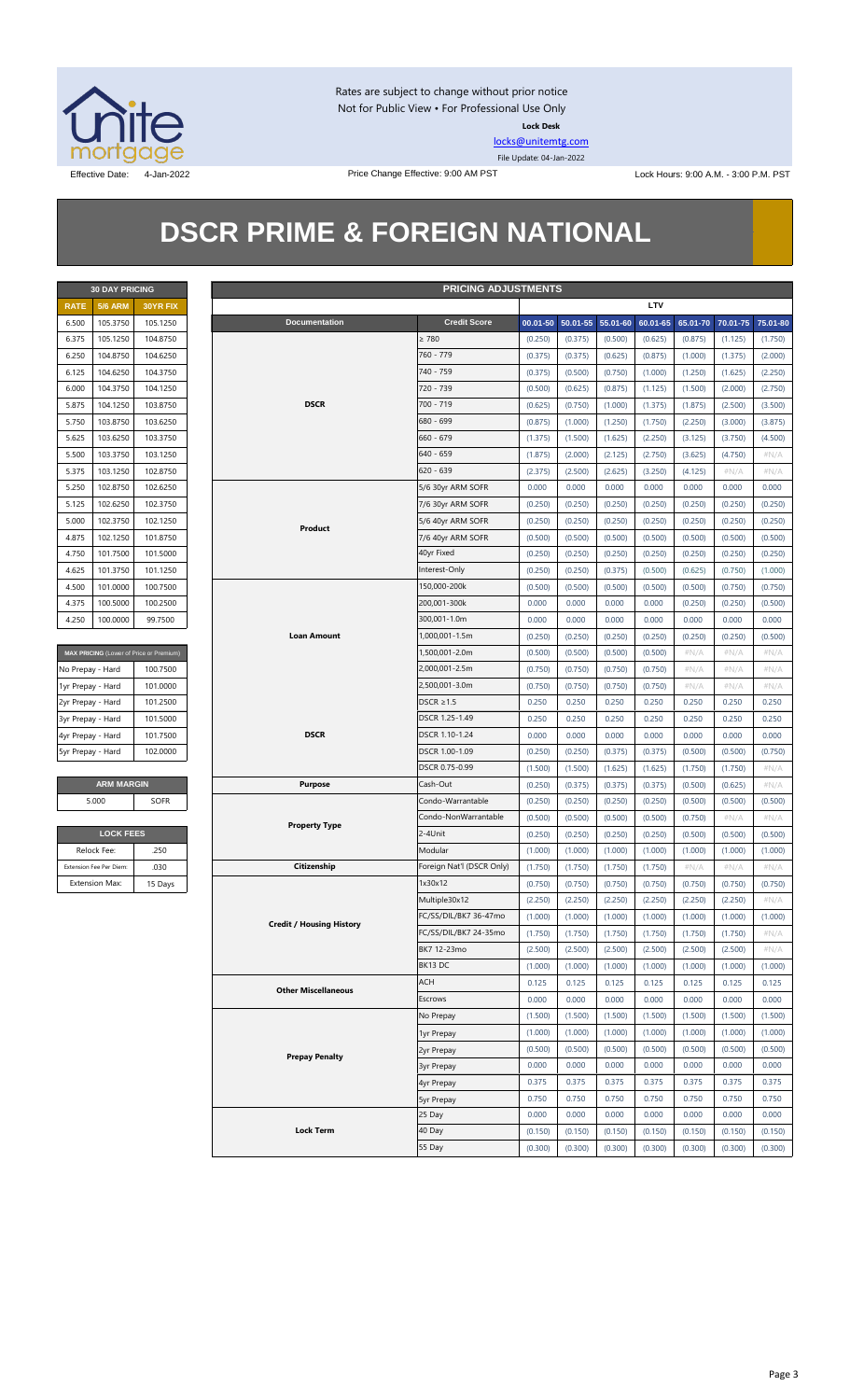Rates are subject to change without prior notice
Not for Public View • For Professional Use Only

**Lock Desk**

locks@unitemtg.com

File Update: 04-Jan-2022

Effective Date: 4-Jan-2022 | Price Change Effective: 9:00 AM PST | Lock Hours: 9:00 A.M. - 3:00 P.M. PST

# DSCR PRIME & FOREIGN NATIONAL

| 30 DAY PRICING | | |
|---|---|---|
| **RATE** | **5/6 ARM** | **30YR FIX** |
| 6.500 | 105.3750 | 105.1250 |
| 6.375 | 105.1250 | 104.8750 |
| 6.250 | 104.8750 | 104.6250 |
| 6.125 | 104.6250 | 104.3750 |
| 6.000 | 104.3750 | 104.1250 |
| 5.875 | 104.1250 | 103.8750 |
| 5.750 | 103.8750 | 103.6250 |
| 5.625 | 103.6250 | 103.3750 |
| 5.500 | 103.3750 | 103.1250 |
| 5.375 | 103.1250 | 102.8750 |
| 5.250 | 102.8750 | 102.6250 |
| 5.125 | 102.6250 | 102.3750 |
| 5.000 | 102.3750 | 102.1250 |
| 4.875 | 102.1250 | 101.8750 |
| 4.750 | 101.7500 | 101.5000 |
| 4.625 | 101.3750 | 101.1250 |
| 4.500 | 101.0000 | 100.7500 |
| 4.375 | 100.5000 | 100.2500 |
| 4.250 | 100.0000 | 99.7500 |

| MAX PRICING (Lower of Price or Premium) | |
|---|---|
| No Prepay - Hard | 100.7500 |
| 1yr Prepay - Hard | 101.0000 |
| 2yr Prepay - Hard | 101.2500 |
| 3yr Prepay - Hard | 101.5000 |
| 4yr Prepay - Hard | 101.7500 |
| 5yr Prepay - Hard | 102.0000 |

| ARM MARGIN | |
|---|---|
| 5.000 | SOFR |

| LOCK FEES | |
|---|---|
| Relock Fee: | .250 |
| Extension Fee Per Diem: | .030 |
| Extension Max: | 15 Days |

| PRICING ADJUSTMENTS | | | | | | | | |
|---|---|---|---|---|---|---|---|---|
| | | LTV | | | | | | |
| **Documentation** | **Credit Score** | **00.01-50** | **50.01-55** | **55.01-60** | **60.01-65** | **65.01-70** | **70.01-75** | **75.01-80** |
| DSCR | ≥ 780 | (0.250) | (0.375) | (0.500) | (0.625) | (0.875) | (1.125) | (1.750) |
| | 760 - 779 | (0.375) | (0.375) | (0.625) | (0.875) | (1.000) | (1.375) | (2.000) |
| | 740 - 759 | (0.375) | (0.500) | (0.750) | (1.000) | (1.250) | (1.625) | (2.250) |
| | 720 - 739 | (0.500) | (0.625) | (0.875) | (1.125) | (1.500) | (2.000) | (2.750) |
| | 700 - 719 | (0.625) | (0.750) | (1.000) | (1.375) | (1.875) | (2.500) | (3.500) |
| | 680 - 699 | (0.875) | (1.000) | (1.250) | (1.750) | (2.250) | (3.000) | (3.875) |
| | 660 - 679 | (1.375) | (1.500) | (1.625) | (2.250) | (3.125) | (3.750) | (4.500) |
| | 640 - 659 | (1.875) | (2.000) | (2.125) | (2.750) | (3.625) | (4.750) | #N/A |
| | 620 - 639 | (2.375) | (2.500) | (2.625) | (3.250) | (4.125) | #N/A | #N/A |
| Product | 5/6 30yr ARM SOFR | 0.000 | 0.000 | 0.000 | 0.000 | 0.000 | 0.000 | 0.000 |
| | 7/6 30yr ARM SOFR | (0.250) | (0.250) | (0.250) | (0.250) | (0.250) | (0.250) | (0.250) |
| | 5/6 40yr ARM SOFR | (0.250) | (0.250) | (0.250) | (0.250) | (0.250) | (0.250) | (0.250) |
| | 7/6 40yr ARM SOFR | (0.500) | (0.500) | (0.500) | (0.500) | (0.500) | (0.500) | (0.500) |
| | 40yr Fixed | (0.250) | (0.250) | (0.250) | (0.250) | (0.250) | (0.250) | (0.250) |
| | Interest-Only | (0.250) | (0.250) | (0.375) | (0.500) | (0.625) | (0.750) | (1.000) |
| Loan Amount | 150,000-200k | (0.500) | (0.500) | (0.500) | (0.500) | (0.500) | (0.750) | (0.750) |
| | 200,001-300k | 0.000 | 0.000 | 0.000 | 0.000 | (0.250) | (0.250) | (0.500) |
| | 300,001-1.0m | 0.000 | 0.000 | 0.000 | 0.000 | 0.000 | 0.000 | 0.000 |
| | 1,000,001-1.5m | (0.250) | (0.250) | (0.250) | (0.250) | (0.250) | (0.250) | (0.500) |
| | 1,500,001-2.0m | (0.500) | (0.500) | (0.500) | (0.500) | #N/A | #N/A | #N/A |
| | 2,000,001-2.5m | (0.750) | (0.750) | (0.750) | (0.750) | #N/A | #N/A | #N/A |
| | 2,500,001-3.0m | (0.750) | (0.750) | (0.750) | (0.750) | #N/A | #N/A | #N/A |
| DSCR | DSCR ≥1.5 | 0.250 | 0.250 | 0.250 | 0.250 | 0.250 | 0.250 | 0.250 |
| | DSCR 1.25-1.49 | 0.250 | 0.250 | 0.250 | 0.250 | 0.250 | 0.250 | 0.250 |
| | DSCR 1.10-1.24 | 0.000 | 0.000 | 0.000 | 0.000 | 0.000 | 0.000 | 0.000 |
| | DSCR 1.00-1.09 | (0.250) | (0.250) | (0.375) | (0.375) | (0.500) | (0.500) | (0.750) |
| | DSCR 0.75-0.99 | (1.500) | (1.500) | (1.625) | (1.625) | (1.750) | (1.750) | #N/A |
| Purpose | Cash-Out | (0.250) | (0.375) | (0.375) | (0.375) | (0.500) | (0.625) | #N/A |
| Property Type | Condo-Warrantable | (0.250) | (0.250) | (0.250) | (0.250) | (0.500) | (0.500) | (0.500) |
| | Condo-NonWarrantable | (0.500) | (0.500) | (0.500) | (0.500) | (0.750) | #N/A | #N/A |
| | 2-4Unit | (0.250) | (0.250) | (0.250) | (0.250) | (0.500) | (0.500) | (0.500) |
| | Modular | (1.000) | (1.000) | (1.000) | (1.000) | (1.000) | (1.000) | (1.000) |
| Citizenship | Foreign Nat'l (DSCR Only) | (1.750) | (1.750) | (1.750) | (1.750) | #N/A | #N/A | #N/A |
| Credit / Housing History | 1x30x12 | (0.750) | (0.750) | (0.750) | (0.750) | (0.750) | (0.750) | (0.750) |
| | Multiple30x12 | (2.250) | (2.250) | (2.250) | (2.250) | (2.250) | (2.250) | #N/A |
| | FC/SS/DIL/BK7 36-47mo | (1.000) | (1.000) | (1.000) | (1.000) | (1.000) | (1.000) | (1.000) |
| | FC/SS/DIL/BK7 24-35mo | (1.750) | (1.750) | (1.750) | (1.750) | (1.750) | (1.750) | #N/A |
| | BK7 12-23mo | (2.500) | (2.500) | (2.500) | (2.500) | (2.500) | (2.500) | #N/A |
| | BK13 DC | (1.000) | (1.000) | (1.000) | (1.000) | (1.000) | (1.000) | (1.000) |
| Other Miscellaneous | ACH | 0.125 | 0.125 | 0.125 | 0.125 | 0.125 | 0.125 | 0.125 |
| | Escrows | 0.000 | 0.000 | 0.000 | 0.000 | 0.000 | 0.000 | 0.000 |
| Prepay Penalty | No Prepay | (1.500) | (1.500) | (1.500) | (1.500) | (1.500) | (1.500) | (1.500) |
| | 1yr Prepay | (1.000) | (1.000) | (1.000) | (1.000) | (1.000) | (1.000) | (1.000) |
| | 2yr Prepay | (0.500) | (0.500) | (0.500) | (0.500) | (0.500) | (0.500) | (0.500) |
| | 3yr Prepay | 0.000 | 0.000 | 0.000 | 0.000 | 0.000 | 0.000 | 0.000 |
| | 4yr Prepay | 0.375 | 0.375 | 0.375 | 0.375 | 0.375 | 0.375 | 0.375 |
| | 5yr Prepay | 0.750 | 0.750 | 0.750 | 0.750 | 0.750 | 0.750 | 0.750 |
| Lock Term | 25 Day | 0.000 | 0.000 | 0.000 | 0.000 | 0.000 | 0.000 | 0.000 |
| | 40 Day | (0.150) | (0.150) | (0.150) | (0.150) | (0.150) | (0.150) | (0.150) |
| | 55 Day | (0.300) | (0.300) | (0.300) | (0.300) | (0.300) | (0.300) | (0.300) |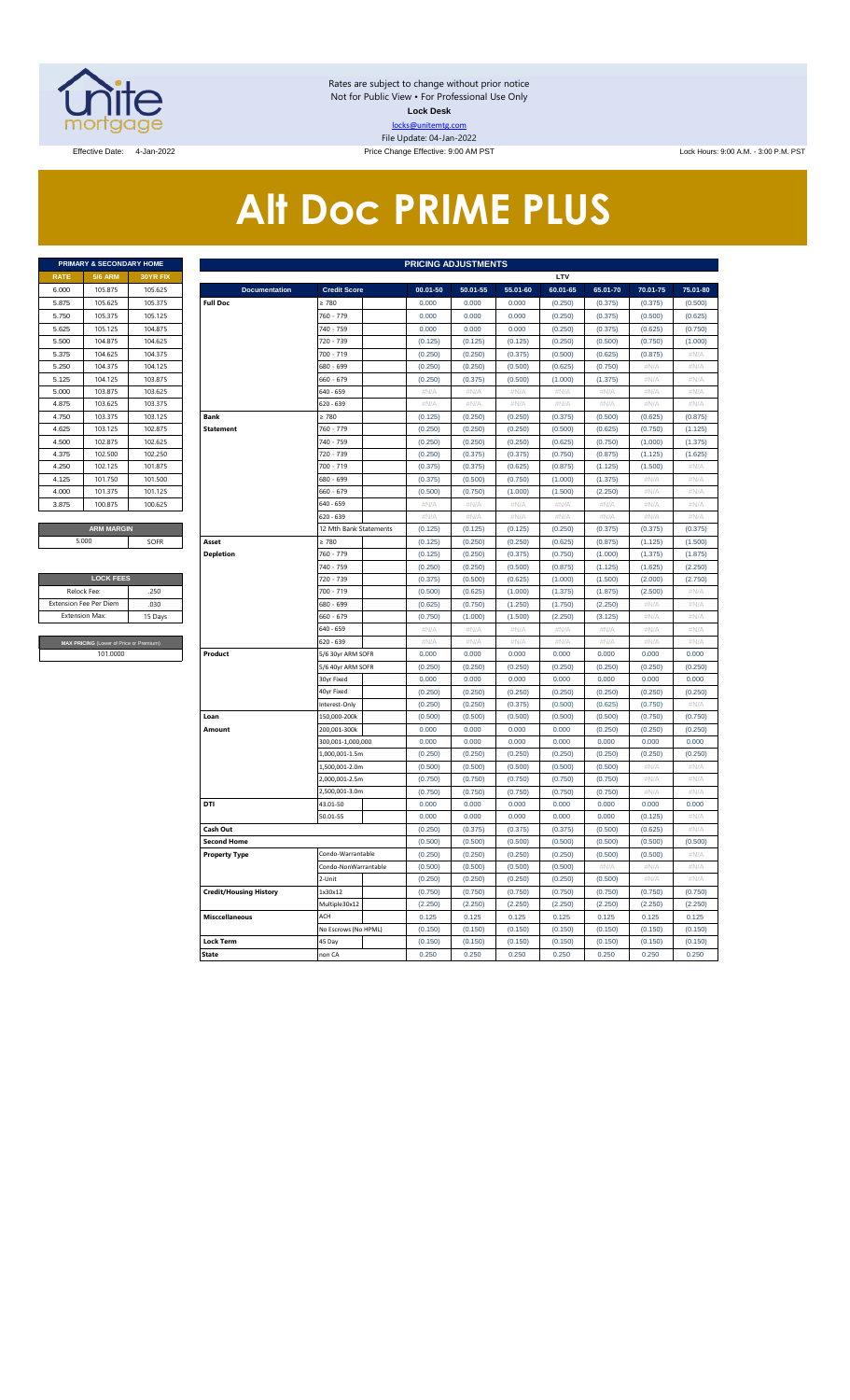Rates are subject to change without prior notice
Not for Public View • For Professional Use Only
**Lock Desk**
locks@unitemtg.com
File Update: 04-Jan-2022

Effective Date: 4-Jan-2022 | Price Change Effective: 9:00 AM PST | Lock Hours: 9:00 A.M. - 3:00 P.M. PST

# Alt Doc PRIME PLUS

| PRIMARY & SECONDARY HOME | | |
|---|---|---|
| **RATE** | **5/6 ARM** | **30YR FIX** |
| 6.000 | 105.875 | 105.625 |
| 5.875 | 105.625 | 105.375 |
| 5.750 | 105.375 | 105.125 |
| 5.625 | 105.125 | 104.875 |
| 5.500 | 104.875 | 104.625 |
| 5.375 | 104.625 | 104.375 |
| 5.250 | 104.375 | 104.125 |
| 5.125 | 104.125 | 103.875 |
| 5.000 | 103.875 | 103.625 |
| 4.875 | 103.625 | 103.375 |
| 4.750 | 103.375 | 103.125 |
| 4.625 | 103.125 | 102.875 |
| 4.500 | 102.875 | 102.625 |
| 4.375 | 102.500 | 102.250 |
| 4.250 | 102.125 | 101.875 |
| 4.125 | 101.750 | 101.500 |
| 4.000 | 101.375 | 101.125 |
| 3.875 | 100.875 | 100.625 |

| ARM MARGIN | |
|---|---|
| 5.000 | SOFR |

| LOCK FEES | |
|---|---|
| Relock Fee: | .250 |
| Extension Fee Per Diem | .030 |
| Extension Max: | 15 Days |

| MAX PRICING (Lower of Price or Premium) |
|---|
| 101.0000 |

| PRICING ADJUSTMENTS | | | | | | | | |
|---|---|---|---|---|---|---|---|---|
| | | LTV | | | | | | |
| **Documentation** | **Credit Score** | **00.01-50** | **50.01-55** | **55.01-60** | **60.01-65** | **65.01-70** | **70.01-75** | **75.01-80** |
| Full Doc | ≥ 780 | 0.000 | 0.000 | 0.000 | (0.250) | (0.375) | (0.375) | (0.500) |
| | 760 - 779 | 0.000 | 0.000 | 0.000 | (0.250) | (0.375) | (0.500) | (0.625) |
| | 740 - 759 | 0.000 | 0.000 | 0.000 | (0.250) | (0.375) | (0.625) | (0.750) |
| | 720 - 739 | (0.125) | (0.125) | (0.125) | (0.250) | (0.500) | (0.750) | (1.000) |
| | 700 - 719 | (0.250) | (0.250) | (0.375) | (0.500) | (0.625) | (0.875) | #N/A |
| | 680 - 699 | (0.250) | (0.250) | (0.500) | (0.625) | (0.750) | #N/A | #N/A |
| | 660 - 679 | (0.250) | (0.375) | (0.500) | (1.000) | (1.375) | #N/A | #N/A |
| | 640 - 659 | #N/A | #N/A | #N/A | #N/A | #N/A | #N/A | #N/A |
| | 620 - 639 | #N/A | #N/A | #N/A | #N/A | #N/A | #N/A | #N/A |
| Bank Statement | ≥ 780 | (0.125) | (0.250) | (0.250) | (0.375) | (0.500) | (0.625) | (0.875) |
| | 760 - 779 | (0.250) | (0.250) | (0.250) | (0.500) | (0.625) | (0.750) | (1.125) |
| | 740 - 759 | (0.250) | (0.250) | (0.250) | (0.625) | (0.750) | (1.000) | (1.375) |
| | 720 - 739 | (0.250) | (0.375) | (0.375) | (0.750) | (0.875) | (1.125) | (1.625) |
| | 700 - 719 | (0.375) | (0.375) | (0.625) | (0.875) | (1.125) | (1.500) | #N/A |
| | 680 - 699 | (0.375) | (0.500) | (0.750) | (1.000) | (1.375) | #N/A | #N/A |
| | 660 - 679 | (0.500) | (0.750) | (1.000) | (1.500) | (2.250) | #N/A | #N/A |
| | 640 - 659 | #N/A | #N/A | #N/A | #N/A | #N/A | #N/A | #N/A |
| | 620 - 639 | #N/A | #N/A | #N/A | #N/A | #N/A | #N/A | #N/A |
| | 12 Mth Bank Statements | (0.125) | (0.125) | (0.125) | (0.250) | (0.375) | (0.375) | (0.375) |
| Asset Depletion | ≥ 780 | (0.125) | (0.250) | (0.250) | (0.625) | (0.875) | (1.125) | (1.500) |
| | 760 - 779 | (0.125) | (0.250) | (0.375) | (0.750) | (1.000) | (1.375) | (1.875) |
| | 740 - 759 | (0.250) | (0.250) | (0.500) | (0.875) | (1.125) | (1.625) | (2.250) |
| | 720 - 739 | (0.375) | (0.500) | (0.625) | (1.000) | (1.500) | (2.000) | (2.750) |
| | 700 - 719 | (0.500) | (0.625) | (1.000) | (1.375) | (1.875) | (2.500) | #N/A |
| | 680 - 699 | (0.625) | (0.750) | (1.250) | (1.750) | (2.250) | #N/A | #N/A |
| | 660 - 679 | (0.750) | (1.000) | (1.500) | (2.250) | (3.125) | #N/A | #N/A |
| | 640 - 659 | #N/A | #N/A | #N/A | #N/A | #N/A | #N/A | #N/A |
| | 620 - 639 | #N/A | #N/A | #N/A | #N/A | #N/A | #N/A | #N/A |
| Product | 5/6 30yr ARM SOFR | 0.000 | 0.000 | 0.000 | 0.000 | 0.000 | 0.000 | 0.000 |
| | 5/6 40yr ARM SOFR | (0.250) | (0.250) | (0.250) | (0.250) | (0.250) | (0.250) | (0.250) |
| | 30yr Fixed | 0.000 | 0.000 | 0.000 | 0.000 | 0.000 | 0.000 | 0.000 |
| | 40yr Fixed | (0.250) | (0.250) | (0.250) | (0.250) | (0.250) | (0.250) | (0.250) |
| | Interest-Only | (0.250) | (0.250) | (0.375) | (0.500) | (0.625) | (0.750) | #N/A |
| Loan Amount | 150,000-200k | (0.500) | (0.500) | (0.500) | (0.500) | (0.500) | (0.750) | (0.750) |
| | 200,001-300k | 0.000 | 0.000 | 0.000 | 0.000 | (0.250) | (0.250) | (0.250) |
| | 300,001-1,000,000 | 0.000 | 0.000 | 0.000 | 0.000 | 0.000 | 0.000 | 0.000 |
| | 1,000,001-1.5m | (0.250) | (0.250) | (0.250) | (0.250) | (0.250) | (0.250) | (0.250) |
| | 1,500,001-2.0m | (0.500) | (0.500) | (0.500) | (0.500) | (0.500) | #N/A | #N/A |
| | 2,000,001-2.5m | (0.750) | (0.750) | (0.750) | (0.750) | (0.750) | #N/A | #N/A |
| | 2,500,001-3.0m | (0.750) | (0.750) | (0.750) | (0.750) | (0.750) | #N/A | #N/A |
| DTI | 43.01-50 | 0.000 | 0.000 | 0.000 | 0.000 | 0.000 | 0.000 | 0.000 |
| | 50.01-55 | 0.000 | 0.000 | 0.000 | 0.000 | 0.000 | (0.125) | #N/A |
| Cash Out | | (0.250) | (0.375) | (0.375) | (0.375) | (0.500) | (0.625) | #N/A |
| Second Home | | (0.500) | (0.500) | (0.500) | (0.500) | (0.500) | (0.500) | (0.500) |
| Property Type | Condo-Warrantable | (0.250) | (0.250) | (0.250) | (0.250) | (0.500) | (0.500) | #N/A |
| | Condo-NonWarrantable | (0.500) | (0.500) | (0.500) | (0.500) | #N/A | #N/A | #N/A |
| | 2-Unit | (0.250) | (0.250) | (0.250) | (0.250) | (0.500) | #N/A | #N/A |
| Credit/Housing History | 1x30x12 | (0.750) | (0.750) | (0.750) | (0.750) | (0.750) | (0.750) | (0.750) |
| | Multiple30x12 | (2.250) | (2.250) | (2.250) | (2.250) | (2.250) | (2.250) | (2.250) |
| Misccellaneous | ACH | 0.125 | 0.125 | 0.125 | 0.125 | 0.125 | 0.125 | 0.125 |
| | No Escrows (No HPML) | (0.150) | (0.150) | (0.150) | (0.150) | (0.150) | (0.150) | (0.150) |
| Lock Term | 45 Day | (0.150) | (0.150) | (0.150) | (0.150) | (0.150) | (0.150) | (0.150) |
| State | non CA | 0.250 | 0.250 | 0.250 | 0.250 | 0.250 | 0.250 | 0.250 |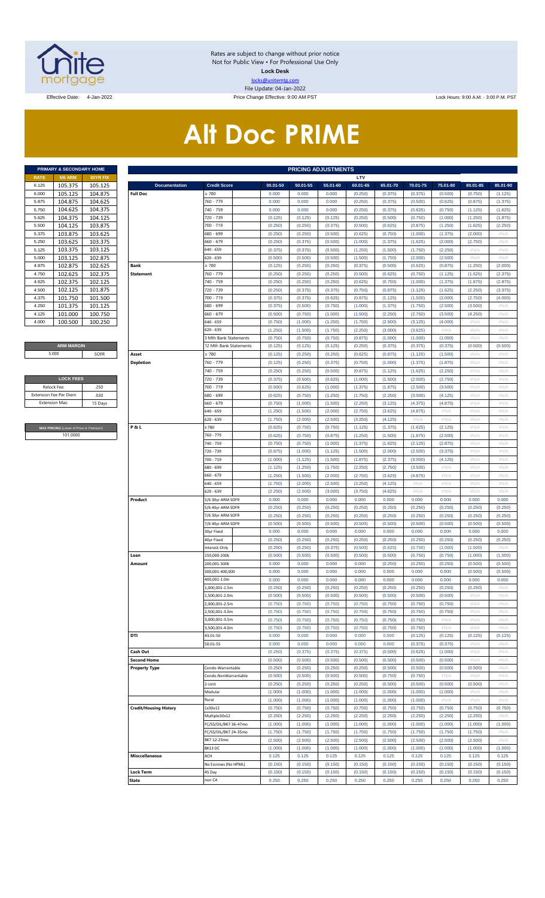Rates are subject to change without prior notice
Not for Public View • For Professional Use Only
**Lock Desk**
locks@unitemtg.com
File Update: 04-Jan-2022

Effective Date: 4-Jan-2022 | Price Change Effective: 9:00 AM PST | Lock Hours: 9:00 A.M. - 3:00 P.M. PST

# Alt Doc PRIME

| PRIMARY & SECONDARY HOME | | |
|---|---|---|
| RATE | 5/6 ARM | 30YR FIX |
| 6.125 | 105.375 | 105.125 |
| 6.000 | 105.125 | 104.875 |
| 5.875 | 104.875 | 104.625 |
| 5.750 | 104.625 | 104.375 |
| 5.625 | 104.375 | 104.125 |
| 5.500 | 104.125 | 103.875 |
| 5.375 | 103.875 | 103.625 |
| 5.250 | 103.625 | 103.375 |
| 5.125 | 103.375 | 103.125 |
| 5.000 | 103.125 | 102.875 |
| 4.875 | 102.875 | 102.625 |
| 4.750 | 102.625 | 102.375 |
| 4.625 | 102.375 | 102.125 |
| 4.500 | 102.125 | 101.875 |
| 4.375 | 101.750 | 101.500 |
| 4.250 | 101.375 | 101.125 |
| 4.125 | 101.000 | 100.750 |
| 4.000 | 100.500 | 100.250 |

| ARM MARGIN | |
|---|---|
| 5.000 | SOFR |

| LOCK FEES | |
|---|---|
| Relock Fee: | .250 |
| Extension Fee Per Diem | .030 |
| Extension Max: | 15 Days |

| MAX PRICING (Lower of Price or Premium) |
|---|
| 101.0000 |

| PRICING ADJUSTMENTS | | | | | | | | | | |
|---|---|---|---|---|---|---|---|---|---|---|
| | | LTV | | | | | | | | |
| Documentation | Credit Score | 00.01-50 | 50.01-55 | 55.01-60 | 60.01-65 | 65.01-70 | 70.01-75 | 75.01-80 | 80.01-85 | 85.01-90 |
| Full Doc | ≥ 780 | 0.000 | 0.000 | 0.000 | (0.250) | (0.375) | (0.375) | (0.500) | (0.750) | (1.125) |
| | 760 - 779 | 0.000 | 0.000 | 0.000 | (0.250) | (0.375) | (0.500) | (0.625) | (0.875) | (1.375) |
| | 740 - 759 | 0.000 | 0.000 | 0.000 | (0.250) | (0.375) | (0.625) | (0.750) | (1.125) | (1.625) |
| | 720 - 739 | (0.125) | (0.125) | (0.125) | (0.250) | (0.500) | (0.750) | (1.000) | (1.250) | (1.875) |
| | 700 - 719 | (0.250) | (0.250) | (0.375) | (0.500) | (0.625) | (0.875) | (1.250) | (1.625) | (2.250) |
| | 680 - 699 | (0.250) | (0.250) | (0.500) | (0.625) | (0.750) | (1.000) | (1.375) | (2.000) | #N/A |
| | 660 - 679 | (0.250) | (0.375) | (0.500) | (1.000) | (1.375) | (1.625) | (2.000) | (2.750) | #N/A |
| | 640 - 659 | (0.375) | (0.375) | (0.500) | (1.250) | (1.500) | (1.750) | (2.250) | #N/A | #N/A |
| | 620 - 639 | (0.500) | (0.500) | (0.500) | (1.500) | (1.750) | (2.000) | (2.500) | #N/A | #N/A |
| Bank Statement | ≥ 780 | (0.125) | (0.250) | (0.250) | (0.375) | (0.500) | (0.625) | (0.875) | (1.250) | (2.000) |
| | 760 - 779 | (0.250) | (0.250) | (0.250) | (0.500) | (0.625) | (0.750) | (1.125) | (1.625) | (2.375) |
| | 740 - 759 | (0.250) | (0.250) | (0.250) | (0.625) | (0.750) | (1.000) | (1.375) | (1.875) | (2.875) |
| | 720 - 739 | (0.250) | (0.375) | (0.375) | (0.750) | (0.875) | (1.125) | (1.625) | (2.250) | (3.375) |
| | 700 - 719 | (0.375) | (0.375) | (0.625) | (0.875) | (1.125) | (1.500) | (2.000) | (2.750) | (4.000) |
| | 680 - 699 | (0.375) | (0.500) | (0.750) | (1.000) | (1.375) | (1.750) | (2.500) | (3.500) | #N/A |
| | 660 - 679 | (0.500) | (0.750) | (1.000) | (1.500) | (2.250) | (2.750) | (3.500) | (4.250) | #N/A |
| | 640 - 659 | (0.750) | (1.000) | (1.250) | (1.750) | (2.500) | (3.125) | (4.000) | #N/A | #N/A |
| | 620 - 639 | (1.250) | (1.500) | (1.750) | (2.250) | (3.000) | (3.625) | #N/A | #N/A | #N/A |
| | 3 Mth Bank Statements | (0.750) | (0.750) | (0.750) | (0.875) | (1.000) | (1.000) | (1.000) | #N/A | #N/A |
| | 12 Mth Bank Statements | (0.125) | (0.125) | (0.125) | (0.250) | (0.375) | (0.375) | (0.375) | (0.500) | (0.500) |
| Asset Depletion | ≥ 780 | (0.125) | (0.250) | (0.250) | (0.625) | (0.875) | (1.125) | (1.500) | #N/A | #N/A |
| | 760 - 779 | (0.125) | (0.250) | (0.375) | (0.750) | (1.000) | (1.375) | (1.875) | #N/A | #N/A |
| | 740 - 759 | (0.250) | (0.250) | (0.500) | (0.875) | (1.125) | (1.625) | (2.250) | #N/A | #N/A |
| | 720 - 739 | (0.375) | (0.500) | (0.625) | (1.000) | (1.500) | (2.000) | (2.750) | #N/A | #N/A |
| | 700 - 719 | (0.500) | (0.625) | (1.000) | (1.375) | (1.875) | (2.500) | (3.500) | #N/A | #N/A |
| | 680 - 699 | (0.625) | (0.750) | (1.250) | (1.750) | (2.250) | (3.000) | (4.125) | #N/A | #N/A |
| | 660 - 679 | (0.750) | (1.000) | (1.500) | (2.250) | (3.125) | (4.375) | (4.875) | #N/A | #N/A |
| | 640 - 659 | (1.250) | (1.500) | (2.000) | (2.750) | (3.625) | (4.875) | #N/A | #N/A | #N/A |
| | 620 - 639 | (1.750) | (2.000) | (2.500) | (3.250) | (4.125) | #N/A | #N/A | #N/A | #N/A |
| P & L | ≥ 780 | (0.625) | (0.750) | (0.750) | (1.125) | (1.375) | (1.625) | (2.125) | #N/A | #N/A |
| | 760 - 779 | (0.625) | (0.750) | (0.875) | (1.250) | (1.500) | (1.875) | (2.500) | #N/A | #N/A |
| | 740 - 759 | (0.750) | (0.750) | (1.000) | (1.375) | (1.625) | (2.125) | (2.875) | #N/A | #N/A |
| | 720 - 739 | (0.875) | (1.000) | (1.125) | (1.500) | (2.000) | (2.500) | (3.375) | #N/A | #N/A |
| | 700 - 719 | (1.000) | (1.125) | (1.500) | (1.875) | (2.375) | (3.000) | (4.125) | #N/A | #N/A |
| | 680 - 699 | (1.125) | (1.250) | (1.750) | (2.250) | (2.750) | (3.500) | #N/A | #N/A | #N/A |
| | 660 - 679 | (1.250) | (1.500) | (2.000) | (2.750) | (3.625) | (4.875) | #N/A | #N/A | #N/A |
| | 640 - 659 | (1.750) | (2.000) | (2.500) | (3.250) | (4.125) | #N/A | #N/A | #N/A | #N/A |
| | 620 - 639 | (2.250) | (2.500) | (3.000) | (3.750) | (4.625) | #N/A | #N/A | #N/A | #N/A |
| Product | 5/6 30yr ARM SOFR | 0.000 | 0.000 | 0.000 | 0.000 | 0.000 | 0.000 | 0.000 | 0.000 | 0.000 |
| | 5/6 40yr ARM SOFR | (0.250) | (0.250) | (0.250) | (0.250) | (0.250) | (0.250) | (0.250) | (0.250) | (0.250) |
| | 7/6 30yr ARM SOFR | (0.250) | (0.250) | (0.250) | (0.250) | (0.250) | (0.250) | (0.250) | (0.250) | (0.250) |
| | 7/6 40yr ARM SOFR | (0.500) | (0.500) | (0.500) | (0.500) | (0.500) | (0.500) | (0.500) | (0.500) | (0.500) |
| | 30yr Fixed | 0.000 | 0.000 | 0.000 | 0.000 | 0.000 | 0.000 | 0.000 | 0.000 | 0.000 |
| | 40yr Fixed | (0.250) | (0.250) | (0.250) | (0.250) | (0.250) | (0.250) | (0.250) | (0.250) | (0.250) |
| | Interest-Only | (0.250) | (0.250) | (0.375) | (0.500) | (0.625) | (0.750) | (1.000) | (1.500) | #N/A |
| Loan Amount | 150,000-200k | (0.500) | (0.500) | (0.500) | (0.500) | (0.500) | (0.750) | (0.750) | (1.000) | (1.000) |
| | 200,001-300k | 0.000 | 0.000 | 0.000 | 0.000 | (0.250) | (0.250) | (0.250) | (0.500) | (0.500) |
| | 300,001-400,000 | 0.000 | 0.000 | 0.000 | 0.000 | 0.000 | 0.000 | 0.000 | (0.500) | (0.500) |
| | 400,001-1.0m | 0.000 | 0.000 | 0.000 | 0.000 | 0.000 | 0.000 | 0.000 | 0.000 | 0.000 |
| | 1,000,001-1.5m | (0.250) | (0.250) | (0.250) | (0.250) | (0.250) | (0.250) | (0.250) | (0.250) | #N/A |
| | 1,500,001-2.0m | (0.500) | (0.500) | (0.500) | (0.500) | (0.500) | (0.500) | (0.500) | #N/A | #N/A |
| | 2,000,001-2.5m | (0.750) | (0.750) | (0.750) | (0.750) | (0.750) | (0.750) | (0.750) | #N/A | #N/A |
| | 2,500,001-3.0m | (0.750) | (0.750) | (0.750) | (0.750) | (0.750) | (0.750) | (0.750) | #N/A | #N/A |
| | 3,000,001-3.5m | (0.750) | (0.750) | (0.750) | (0.750) | (0.750) | (0.750) | #N/A | #N/A | #N/A |
| | 3,500,001-4.0m | (0.750) | (0.750) | (0.750) | (0.750) | (0.750) | (0.750) | #N/A | #N/A | #N/A |
| DTI | 43.01-50 | 0.000 | 0.000 | 0.000 | 0.000 | 0.000 | (0.125) | (0.125) | (0.125) | (0.125) |
| | 50.01-55 | 0.000 | 0.000 | 0.000 | 0.000 | 0.000 | (0.375) | (0.375) | #N/A | #N/A |
| Cash Out | | (0.250) | (0.375) | (0.375) | (0.375) | (0.500) | (0.625) | (1.000) | #N/A | #N/A |
| Second Home | | (0.500) | (0.500) | (0.500) | (0.500) | (0.500) | (0.500) | (0.500) | #N/A | #N/A |
| Property Type | Condo-Warrantable | (0.250) | (0.250) | (0.250) | (0.250) | (0.500) | (0.500) | (0.500) | (0.500) | #N/A |
| | Condo-NonWarrantable | (0.500) | (0.500) | (0.500) | (0.500) | (0.750) | (0.750) | #N/A | #N/A | #N/A |
| | 2-Unit | (0.250) | (0.250) | (0.250) | (0.250) | (0.500) | (0.500) | (0.500) | (0.500) | #N/A |
| | Modular | (1.000) | (1.000) | (1.000) | (1.000) | (1.000) | (1.000) | (1.000) | #N/A | #N/A |
| | Rural | (1.000) | (1.000) | (1.000) | (1.000) | (1.000) | (1.000) | #N/A | #N/A | #N/A |
| Credit/Housing History | 1x30x12 | (0.750) | (0.750) | (0.750) | (0.750) | (0.750) | (0.750) | (0.750) | (0.750) | (0.750) |
| | Multiple30x12 | (2.250) | (2.250) | (2.250) | (2.250) | (2.250) | (2.250) | (2.250) | (2.250) | #N/A |
| | FC/SS/DIL/BK7 36-47mo | (1.000) | (1.000) | (1.000) | (1.000) | (1.000) | (1.000) | (1.000) | (1.000) | (1.000) |
| | FC/SS/DIL/BK7 24-35mo | (1.750) | (1.750) | (1.750) | (1.750) | (1.750) | (1.750) | (1.750) | (1.750) | #N/A |
| | BK7 12-23mo | (2.500) | (2.500) | (2.500) | (2.500) | (2.500) | (2.500) | (2.500) | (2.500) | #N/A |
| | BK13 DC | (1.000) | (1.000) | (1.000) | (1.000) | (1.000) | (1.000) | (1.000) | (1.000) | (1.000) |
| Misccellaneous | ACH | 0.125 | 0.125 | 0.125 | 0.125 | 0.125 | 0.125 | 0.125 | 0.125 | 0.125 |
| | No Escrows (No HPML) | (0.150) | (0.150) | (0.150) | (0.150) | (0.150) | (0.150) | (0.150) | (0.150) | (0.150) |
| Lock Term | 45 Day | (0.150) | (0.150) | (0.150) | (0.150) | (0.150) | (0.150) | (0.150) | (0.150) | (0.150) |
| State | non CA | 0.250 | 0.250 | 0.250 | 0.250 | 0.250 | 0.250 | 0.250 | 0.250 | 0.250 |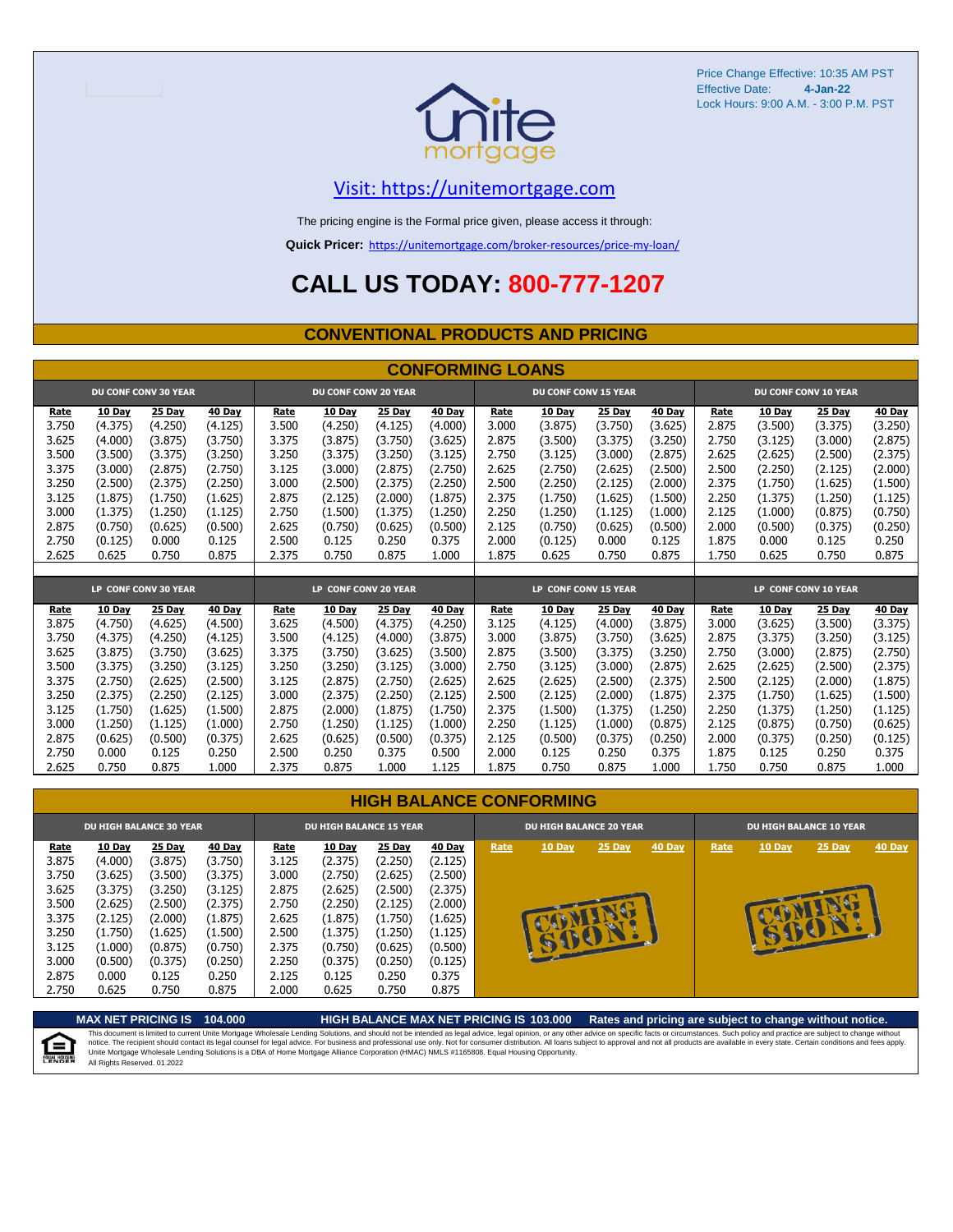Price Change Effective: 10:35 AM PST
Effective Date: **4-Jan-22**
Lock Hours: 9:00 A.M. - 3:00 P.M. PST

Visit: https://unitemortgage.com

The pricing engine is the Formal price given, please access it through:

**Quick Pricer:** https://unitemortgage.com/broker-resources/price-my-loan/

# CALL US TODAY: 800-777-1207

## CONVENTIONAL PRODUCTS AND PRICING

### CONFORMING LOANS

| DU CONF CONV 30 YEAR | | | | DU CONF CONV 20 YEAR | | | | DU CONF CONV 15 YEAR | | | | DU CONF CONV 10 YEAR | | | |
|---|---|---|---|---|---|---|---|---|---|---|---|---|---|---|---|
| Rate | 10 Day | 25 Day | 40 Day | Rate | 10 Day | 25 Day | 40 Day | Rate | 10 Day | 25 Day | 40 Day | Rate | 10 Day | 25 Day | 40 Day |
| 3.750 | (4.375) | (4.250) | (4.125) | 3.500 | (4.250) | (4.125) | (4.000) | 3.000 | (3.875) | (3.750) | (3.625) | 2.875 | (3.500) | (3.375) | (3.250) |
| 3.625 | (4.000) | (3.875) | (3.750) | 3.375 | (3.875) | (3.750) | (3.625) | 2.875 | (3.500) | (3.375) | (3.250) | 2.750 | (3.125) | (3.000) | (2.875) |
| 3.500 | (3.500) | (3.375) | (3.250) | 3.250 | (3.375) | (3.250) | (3.125) | 2.750 | (3.125) | (3.000) | (2.875) | 2.625 | (2.625) | (2.500) | (2.375) |
| 3.375 | (3.000) | (2.875) | (2.750) | 3.125 | (3.000) | (2.875) | (2.750) | 2.625 | (2.750) | (2.625) | (2.500) | 2.500 | (2.250) | (2.125) | (2.000) |
| 3.250 | (2.500) | (2.375) | (2.250) | 3.000 | (2.500) | (2.375) | (2.250) | 2.500 | (2.250) | (2.125) | (2.000) | 2.375 | (1.750) | (1.625) | (1.500) |
| 3.125 | (1.875) | (1.750) | (1.625) | 2.875 | (2.125) | (2.000) | (1.875) | 2.375 | (1.750) | (1.625) | (1.500) | 2.250 | (1.375) | (1.250) | (1.125) |
| 3.000 | (1.375) | (1.250) | (1.125) | 2.750 | (1.500) | (1.375) | (1.250) | 2.250 | (1.250) | (1.125) | (1.000) | 2.125 | (1.000) | (0.875) | (0.750) |
| 2.875 | (0.750) | (0.625) | (0.500) | 2.625 | (0.750) | (0.625) | (0.500) | 2.125 | (0.750) | (0.625) | (0.500) | 2.000 | (0.500) | (0.375) | (0.250) |
| 2.750 | (0.125) | 0.000 | 0.125 | 2.500 | 0.125 | 0.250 | 0.375 | 2.000 | (0.125) | 0.000 | 0.125 | 1.875 | 0.000 | 0.125 | 0.250 |
| 2.625 | 0.625 | 0.750 | 0.875 | 2.375 | 0.750 | 0.875 | 1.000 | 1.875 | 0.625 | 0.750 | 0.875 | 1.750 | 0.625 | 0.750 | 0.875 |

| LP CONF CONV 30 YEAR | | | | LP CONF CONV 20 YEAR | | | | LP CONF CONV 15 YEAR | | | | LP CONF CONV 10 YEAR | | | |
|---|---|---|---|---|---|---|---|---|---|---|---|---|---|---|---|
| Rate | 10 Day | 25 Day | 40 Day | Rate | 10 Day | 25 Day | 40 Day | Rate | 10 Day | 25 Day | 40 Day | Rate | 10 Day | 25 Day | 40 Day |
| 3.875 | (4.750) | (4.625) | (4.500) | 3.625 | (4.500) | (4.375) | (4.250) | 3.125 | (4.125) | (4.000) | (3.875) | 3.000 | (3.625) | (3.500) | (3.375) |
| 3.750 | (4.375) | (4.250) | (4.125) | 3.500 | (4.125) | (4.000) | (3.875) | 3.000 | (3.875) | (3.750) | (3.625) | 2.875 | (3.375) | (3.250) | (3.125) |
| 3.625 | (3.875) | (3.750) | (3.625) | 3.375 | (3.750) | (3.625) | (3.500) | 2.875 | (3.500) | (3.375) | (3.250) | 2.750 | (3.000) | (2.875) | (2.750) |
| 3.500 | (3.375) | (3.250) | (3.125) | 3.250 | (3.250) | (3.125) | (3.000) | 2.750 | (3.125) | (3.000) | (2.875) | 2.625 | (2.625) | (2.500) | (2.375) |
| 3.375 | (2.750) | (2.625) | (2.500) | 3.125 | (2.875) | (2.750) | (2.625) | 2.625 | (2.625) | (2.500) | (2.375) | 2.500 | (2.125) | (2.000) | (1.875) |
| 3.250 | (2.375) | (2.250) | (2.125) | 3.000 | (2.375) | (2.250) | (2.125) | 2.500 | (2.125) | (2.000) | (1.875) | 2.375 | (1.750) | (1.625) | (1.500) |
| 3.125 | (1.750) | (1.625) | (1.500) | 2.875 | (2.000) | (1.875) | (1.750) | 2.375 | (1.500) | (1.375) | (1.250) | 2.250 | (1.375) | (1.250) | (1.125) |
| 3.000 | (1.250) | (1.125) | (1.000) | 2.750 | (1.250) | (1.125) | (1.000) | 2.250 | (1.125) | (1.000) | (0.875) | 2.125 | (0.875) | (0.750) | (0.625) |
| 2.875 | (0.625) | (0.500) | (0.375) | 2.625 | (0.625) | (0.500) | (0.375) | 2.125 | (0.500) | (0.375) | (0.250) | 2.000 | (0.375) | (0.250) | (0.125) |
| 2.750 | 0.000 | 0.125 | 0.250 | 2.500 | 0.250 | 0.375 | 0.500 | 2.000 | 0.125 | 0.250 | 0.375 | 1.875 | 0.125 | 0.250 | 0.375 |
| 2.625 | 0.750 | 0.875 | 1.000 | 2.375 | 0.875 | 1.000 | 1.125 | 1.875 | 0.750 | 0.875 | 1.000 | 1.750 | 0.750 | 0.875 | 1.000 |

### HIGH BALANCE CONFORMING

| DU HIGH BALANCE 30 YEAR | | | | DU HIGH BALANCE 15 YEAR | | | | DU HIGH BALANCE 20 YEAR | | | | DU HIGH BALANCE 10 YEAR | | | |
|---|---|---|---|---|---|---|---|---|---|---|---|---|---|---|---|
| Rate | 10 Day | 25 Day | 40 Day | Rate | 10 Day | 25 Day | 40 Day | Rate | 10 Day | 25 Day | 40 Day | Rate | 10 Day | 25 Day | 40 Day |
| 3.875 | (4.000) | (3.875) | (3.750) | 3.125 | (2.375) | (2.250) | (2.125) | COMING SOON! | | | | COMING SOON! | | | |
| 3.750 | (3.625) | (3.500) | (3.375) | 3.000 | (2.750) | (2.625) | (2.500) | | | | | | | | |
| 3.625 | (3.375) | (3.250) | (3.125) | 2.875 | (2.625) | (2.500) | (2.375) | | | | | | | | |
| 3.500 | (2.625) | (2.500) | (2.375) | 2.750 | (2.250) | (2.125) | (2.000) | | | | | | | | |
| 3.375 | (2.125) | (2.000) | (1.875) | 2.625 | (1.875) | (1.750) | (1.625) | | | | | | | | |
| 3.250 | (1.750) | (1.625) | (1.500) | 2.500 | (1.375) | (1.250) | (1.125) | | | | | | | | |
| 3.125 | (1.000) | (0.875) | (0.750) | 2.375 | (0.750) | (0.625) | (0.500) | | | | | | | | |
| 3.000 | (0.500) | (0.375) | (0.250) | 2.250 | (0.375) | (0.250) | (0.125) | | | | | | | | |
| 2.875 | 0.000 | 0.125 | 0.250 | 2.125 | 0.125 | 0.250 | 0.375 | | | | | | | | |
| 2.750 | 0.625 | 0.750 | 0.875 | 2.000 | 0.625 | 0.750 | 0.875 | | | | | | | | |

**MAX NET PRICING IS 104.000** **HIGH BALANCE MAX NET PRICING IS 103.000** **Rates and pricing are subject to change without notice.**

This document is limited to current Unite Mortgage Wholesale Lending Solutions, and should not be intended as legal advice, legal opinion, or any other advice on specific facts or circumstances. Such policy and practice are subject to change without notice. The recipient should contact its legal counsel for legal advice. For business and professional use only. Not for consumer distribution. All loans subject to approval and not all products are available in every state. Certain conditions and fees apply. Unite Mortgage Wholesale Lending Solutions is a DBA of Home Mortgage Alliance Corporation (HMAC) NMLS #1165808. Equal Housing Opportunity.
All Rights Reserved. 01.2022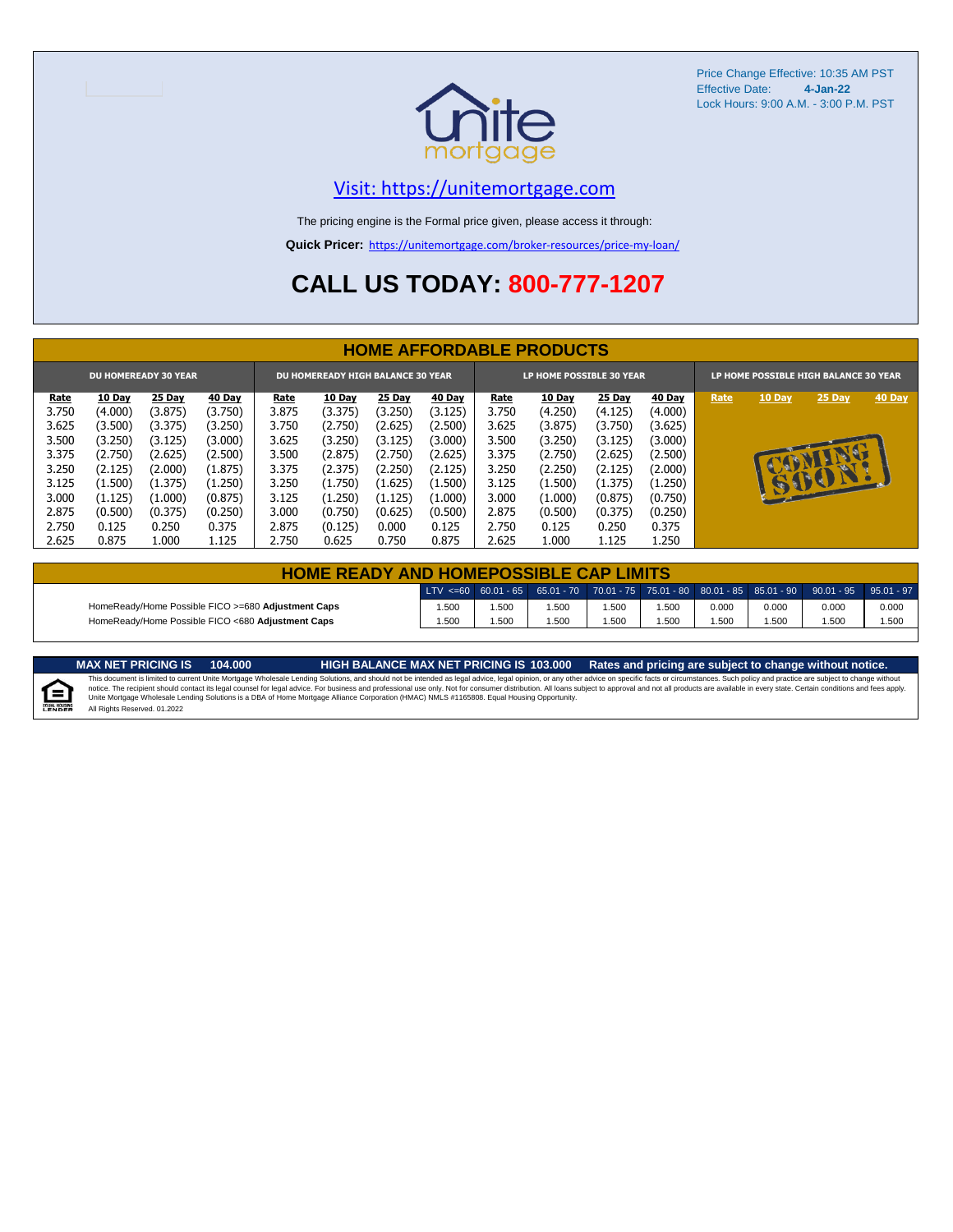Price Change Effective: 10:35 AM PST
Effective Date: **4-Jan-22**
Lock Hours: 9:00 A.M. - 3:00 P.M. PST

Visit: https://unitemortgage.com

The pricing engine is the Formal price given, please access it through:

**Quick Pricer:** https://unitemortgage.com/broker-resources/price-my-loan/

# CALL US TODAY: 800-777-1207

## HOME AFFORDABLE PRODUCTS

| DU HOMEREADY 30 YEAR | | | | DU HOMEREADY HIGH BALANCE 30 YEAR | | | | LP HOME POSSIBLE 30 YEAR | | | | LP HOME POSSIBLE HIGH BALANCE 30 YEAR | | | |
|---|---|---|---|---|---|---|---|---|---|---|---|---|---|---|---|
| Rate | 10 Day | 25 Day | 40 Day | Rate | 10 Day | 25 Day | 40 Day | Rate | 10 Day | 25 Day | 40 Day | Rate | 10 Day | 25 Day | 40 Day |
| 3.750 | (4.000) | (3.875) | (3.750) | 3.875 | (3.375) | (3.250) | (3.125) | 3.750 | (4.250) | (4.125) | (4.000) | COMING SOON! | | | |
| 3.625 | (3.500) | (3.375) | (3.250) | 3.750 | (2.750) | (2.625) | (2.500) | 3.625 | (3.875) | (3.750) | (3.625) | | | | |
| 3.500 | (3.250) | (3.125) | (3.000) | 3.625 | (3.250) | (3.125) | (3.000) | 3.500 | (3.250) | (3.125) | (3.000) | | | | |
| 3.375 | (2.750) | (2.625) | (2.500) | 3.500 | (2.875) | (2.750) | (2.625) | 3.375 | (2.750) | (2.625) | (2.500) | | | | |
| 3.250 | (2.125) | (2.000) | (1.875) | 3.375 | (2.375) | (2.250) | (2.125) | 3.250 | (2.250) | (2.125) | (2.000) | | | | |
| 3.125 | (1.500) | (1.375) | (1.250) | 3.250 | (1.750) | (1.625) | (1.500) | 3.125 | (1.500) | (1.375) | (1.250) | | | | |
| 3.000 | (1.125) | (1.000) | (0.875) | 3.125 | (1.250) | (1.125) | (1.000) | 3.000 | (1.000) | (0.875) | (0.750) | | | | |
| 2.875 | (0.500) | (0.375) | (0.250) | 3.000 | (0.750) | (0.625) | (0.500) | 2.875 | (0.500) | (0.375) | (0.250) | | | | |
| 2.750 | 0.125 | 0.250 | 0.375 | 2.875 | (0.125) | 0.000 | 0.125 | 2.750 | 0.125 | 0.250 | 0.375 | | | | |
| 2.625 | 0.875 | 1.000 | 1.125 | 2.750 | 0.625 | 0.750 | 0.875 | 2.625 | 1.000 | 1.125 | 1.250 | | | | |

## HOME READY AND HOMEPOSSIBLE CAP LIMITS

| | LTV <=60 | 60.01 - 65 | 65.01 - 70 | 70.01 - 75 | 75.01 - 80 | 80.01 - 85 | 85.01 - 90 | 90.01 - 95 | 95.01 - 97 |
|---|---|---|---|---|---|---|---|---|---|
| HomeReady/Home Possible FICO >=680 **Adjustment Caps** | 1.500 | 1.500 | 1.500 | 1.500 | 1.500 | 0.000 | 0.000 | 0.000 | 0.000 |
| HomeReady/Home Possible FICO <680 **Adjustment Caps** | 1.500 | 1.500 | 1.500 | 1.500 | 1.500 | 1.500 | 1.500 | 1.500 | 1.500 |

**MAX NET PRICING IS 104.000** **HIGH BALANCE MAX NET PRICING IS 103.000** **Rates and pricing are subject to change without notice.**

This document is limited to current Unite Mortgage Wholesale Lending Solutions, and should not be intended as legal advice, legal opinion, or any other advice on specific facts or circumstances. Such policy and practice are subject to change without notice. The recipient should contact its legal counsel for legal advice. For business and professional use only. Not for consumer distribution. All loans subject to approval and not all products are available in every state. Certain conditions and fees apply. Unite Mortgage Wholesale Lending Solutions is a DBA of Home Mortgage Alliance Corporation (HMAC) NMLS #1165808. Equal Housing Opportunity.
All Rights Reserved. 01.2022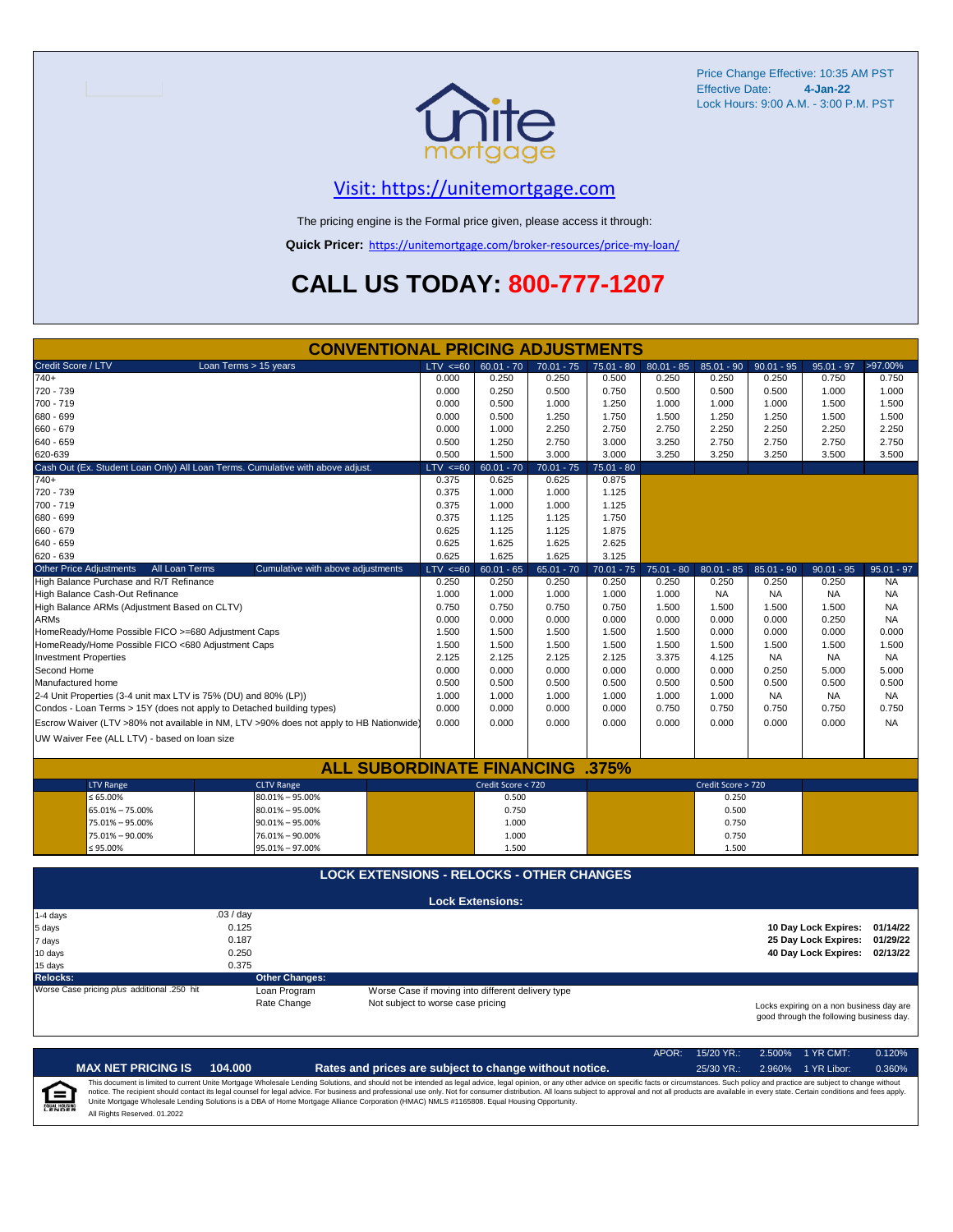Price Change Effective: 10:35 AM PST
Effective Date: **4-Jan-22**
Lock Hours: 9:00 A.M. - 3:00 P.M. PST

unite mortgage

## Visit: https://unitemortgage.com

The pricing engine is the Formal price given, please access it through:

**Quick Pricer:** https://unitemortgage.com/broker-resources/price-my-loan/

# CALL US TODAY: 800-777-1207

## CONVENTIONAL PRICING ADJUSTMENTS

| Credit Score / LTV — Loan Terms > 15 years | LTV <=60 | 60.01 - 70 | 70.01 - 75 | 75.01 - 80 | 80.01 - 85 | 85.01 - 90 | 90.01 - 95 | 95.01 - 97 | >97.00% |
|---|---|---|---|---|---|---|---|---|---|
| 740+ | 0.000 | 0.250 | 0.250 | 0.500 | 0.250 | 0.250 | 0.250 | 0.750 | 0.750 |
| 720 - 739 | 0.000 | 0.250 | 0.500 | 0.750 | 0.500 | 0.500 | 0.500 | 1.000 | 1.000 |
| 700 - 719 | 0.000 | 0.500 | 1.000 | 1.250 | 1.000 | 1.000 | 1.000 | 1.500 | 1.500 |
| 680 - 699 | 0.000 | 0.500 | 1.250 | 1.750 | 1.500 | 1.250 | 1.250 | 1.500 | 1.500 |
| 660 - 679 | 0.000 | 1.000 | 2.250 | 2.750 | 2.750 | 2.250 | 2.250 | 2.250 | 2.250 |
| 640 - 659 | 0.500 | 1.250 | 2.750 | 3.000 | 3.250 | 2.750 | 2.750 | 2.750 | 2.750 |
| 620-639 | 0.500 | 1.500 | 3.000 | 3.000 | 3.250 | 3.250 | 3.250 | 3.500 | 3.500 |

| Cash Out (Ex. Student Loan Only) All Loan Terms. Cumulative with above adjust. | LTV <=60 | 60.01 - 70 | 70.01 - 75 | 75.01 - 80 |
|---|---|---|---|---|
| 740+ | 0.375 | 0.625 | 0.625 | 0.875 |
| 720 - 739 | 0.375 | 1.000 | 1.000 | 1.125 |
| 700 - 719 | 0.375 | 1.000 | 1.000 | 1.125 |
| 680 - 699 | 0.375 | 1.125 | 1.125 | 1.750 |
| 660 - 679 | 0.625 | 1.125 | 1.125 | 1.875 |
| 640 - 659 | 0.625 | 1.625 | 1.625 | 2.625 |
| 620 - 639 | 0.625 | 1.625 | 1.625 | 3.125 |

| Other Price Adjustments — All Loan Terms — Cumulative with above adjustments | LTV <=60 | 60.01 - 65 | 65.01 - 70 | 70.01 - 75 | 75.01 - 80 | 80.01 - 85 | 85.01 - 90 | 90.01 - 95 | 95.01 - 97 |
|---|---|---|---|---|---|---|---|---|---|
| High Balance Purchase and R/T Refinance | 0.250 | 0.250 | 0.250 | 0.250 | 0.250 | 0.250 | 0.250 | 0.250 | NA |
| High Balance Cash-Out Refinance | 1.000 | 1.000 | 1.000 | 1.000 | 1.000 | NA | NA | NA | NA |
| High Balance ARMs (Adjustment Based on CLTV) | 0.750 | 0.750 | 0.750 | 0.750 | 1.500 | 1.500 | 1.500 | 1.500 | NA |
| ARMs | 0.000 | 0.000 | 0.000 | 0.000 | 0.000 | 0.000 | 0.000 | 0.250 | NA |
| HomeReady/Home Possible FICO >=680 Adjustment Caps | 1.500 | 1.500 | 1.500 | 1.500 | 1.500 | 0.000 | 0.000 | 0.000 | 0.000 |
| HomeReady/Home Possible FICO <680 Adjustment Caps | 1.500 | 1.500 | 1.500 | 1.500 | 1.500 | 1.500 | 1.500 | 1.500 | 1.500 |
| Investment Properties | 2.125 | 2.125 | 2.125 | 2.125 | 3.375 | 4.125 | NA | NA | NA |
| Second Home | 0.000 | 0.000 | 0.000 | 0.000 | 0.000 | 0.000 | 0.250 | 5.000 | 5.000 |
| Manufactured home | 0.500 | 0.500 | 0.500 | 0.500 | 0.500 | 0.500 | 0.500 | 0.500 | 0.500 |
| 2-4 Unit Properties (3-4 unit max LTV is 75% (DU) and 80% (LP)) | 1.000 | 1.000 | 1.000 | 1.000 | 1.000 | 1.000 | NA | NA | NA |
| Condos - Loan Terms > 15Y (does not apply to Detached building types) | 0.000 | 0.000 | 0.000 | 0.000 | 0.750 | 0.750 | 0.750 | 0.750 | 0.750 |
| Escrow Waiver (LTV >80% not available in NM, LTV >90% does not apply to HB Nationwide) | 0.000 | 0.000 | 0.000 | 0.000 | 0.000 | 0.000 | 0.000 | 0.000 | NA |
| UW Waiver Fee (ALL LTV) - based on loan size | | | | | | | | | |

## ALL SUBORDINATE FINANCING .375%

| LTV Range | CLTV Range | Credit Score < 720 | Credit Score > 720 |
|---|---|---|---|
| ≤ 65.00% | 80.01% – 95.00% | 0.500 | 0.250 |
| 65.01% – 75.00% | 80.01% – 95.00% | 0.750 | 0.500 |
| 75.01% – 95.00% | 90.01% – 95.00% | 1.000 | 0.750 |
| 75.01% – 90.00% | 76.01% – 90.00% | 1.000 | 0.750 |
| ≤ 95.00% | 95.01% – 97.00% | 1.500 | 1.500 |

## LOCK EXTENSIONS - RELOCKS - OTHER CHANGES

### Lock Extensions:

| Days | Cost |
|---|---|
| 1-4 days | .03 / day |
| 5 days | 0.125 |
| 7 days | 0.187 |
| 10 days | 0.250 |
| 15 days | 0.375 |

**10 Day Lock Expires:** 01/14/22
**25 Day Lock Expires:** 01/29/22
**40 Day Lock Expires:** 02/13/22

**Relocks:**
Worse Case pricing *plus* additional .250 hit

**Other Changes:**

| | |
|---|---|
| Loan Program | Worse Case if moving into different delivery type |
| Rate Change | Not subject to worse case pricing |

Locks expiring on a non business day are good through the following business day.

| APOR: | 15/20 YR.: | 2.500% | 1 YR CMT: | 0.120% |
|---|---|---|---|---|
| | 25/30 YR.: | 2.960% | 1 YR Libor: | 0.360% |

**MAX NET PRICING IS 104.000** — **Rates and prices are subject to change without notice.**

This document is limited to current Unite Mortgage Wholesale Lending Solutions, and should not be intended as legal advice, legal opinion, or any other advice on specific facts or circumstances. Such policy and practice are subject to change without notice. The recipient should contact its legal counsel for legal advice. For business and professional use only. Not for consumer distribution. All loans subject to approval and not all products are available in every state. Certain conditions and fees apply. Unite Mortgage Wholesale Lending Solutions is a DBA of Home Mortgage Alliance Corporation (HMAC) NMLS #1165808. Equal Housing Opportunity.

All Rights Reserved. 01.2022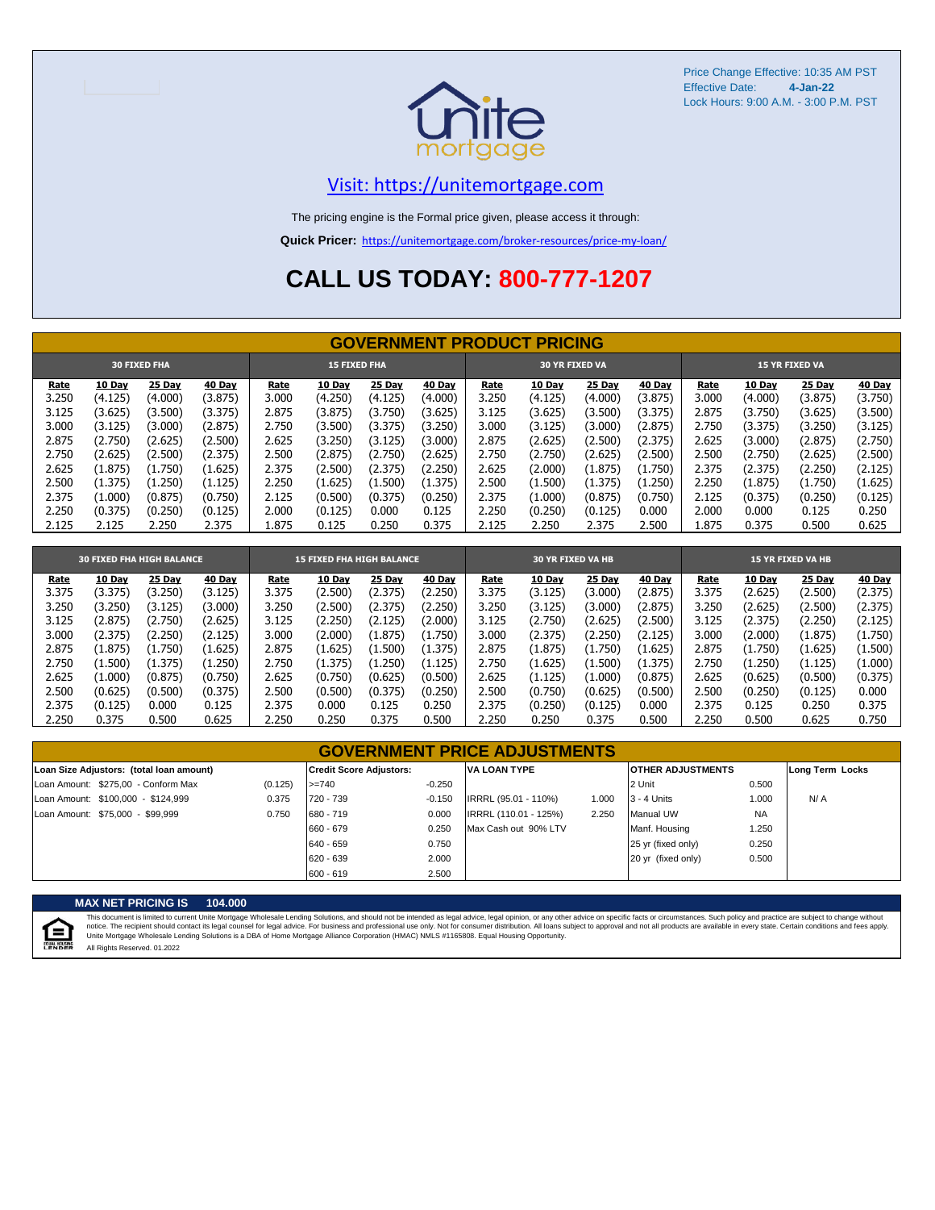Price Change Effective: 10:35 AM PST
Effective Date: **4-Jan-22**
Lock Hours: 9:00 A.M. - 3:00 P.M. PST

Visit: https://unitemortgage.com

The pricing engine is the Formal price given, please access it through:

**Quick Pricer:** https://unitemortgage.com/broker-resources/price-my-loan/

# CALL US TODAY: 800-777-1207

## GOVERNMENT PRODUCT PRICING

| 30 FIXED FHA | | | | 15 FIXED FHA | | | | 30 YR FIXED VA | | | | 15 YR FIXED VA | | | |
|---|---|---|---|---|---|---|---|---|---|---|---|---|---|---|---|
| Rate | 10 Day | 25 Day | 40 Day | Rate | 10 Day | 25 Day | 40 Day | Rate | 10 Day | 25 Day | 40 Day | Rate | 10 Day | 25 Day | 40 Day |
| 3.250 | (4.125) | (4.000) | (3.875) | 3.000 | (4.250) | (4.125) | (4.000) | 3.250 | (4.125) | (4.000) | (3.875) | 3.000 | (4.000) | (3.875) | (3.750) |
| 3.125 | (3.625) | (3.500) | (3.375) | 2.875 | (3.875) | (3.750) | (3.625) | 3.125 | (3.625) | (3.500) | (3.375) | 2.875 | (3.750) | (3.625) | (3.500) |
| 3.000 | (3.125) | (3.000) | (2.875) | 2.750 | (3.500) | (3.375) | (3.250) | 3.000 | (3.125) | (3.000) | (2.875) | 2.750 | (3.375) | (3.250) | (3.125) |
| 2.875 | (2.750) | (2.625) | (2.500) | 2.625 | (3.250) | (3.125) | (3.000) | 2.875 | (2.625) | (2.500) | (2.375) | 2.625 | (3.000) | (2.875) | (2.750) |
| 2.750 | (2.625) | (2.500) | (2.375) | 2.500 | (2.875) | (2.750) | (2.625) | 2.750 | (2.750) | (2.625) | (2.500) | 2.500 | (2.750) | (2.625) | (2.500) |
| 2.625 | (1.875) | (1.750) | (1.625) | 2.375 | (2.500) | (2.375) | (2.250) | 2.625 | (2.000) | (1.875) | (1.750) | 2.375 | (2.375) | (2.250) | (2.125) |
| 2.500 | (1.375) | (1.250) | (1.125) | 2.250 | (1.625) | (1.500) | (1.375) | 2.500 | (1.500) | (1.375) | (1.250) | 2.250 | (1.875) | (1.750) | (1.625) |
| 2.375 | (1.000) | (0.875) | (0.750) | 2.125 | (0.500) | (0.375) | (0.250) | 2.375 | (1.000) | (0.875) | (0.750) | 2.125 | (0.375) | (0.250) | (0.125) |
| 2.250 | (0.375) | (0.250) | (0.125) | 2.000 | (0.125) | 0.000 | 0.125 | 2.250 | (0.250) | (0.125) | 0.000 | 2.000 | 0.000 | 0.125 | 0.250 |
| 2.125 | 2.125 | 2.250 | 2.375 | 1.875 | 0.125 | 0.250 | 0.375 | 2.125 | 2.250 | 2.375 | 2.500 | 1.875 | 0.375 | 0.500 | 0.625 |

| 30 FIXED FHA HIGH BALANCE | | | | 15 FIXED FHA HIGH BALANCE | | | | 30 YR FIXED VA HB | | | | 15 YR FIXED VA HB | | | |
|---|---|---|---|---|---|---|---|---|---|---|---|---|---|---|---|
| Rate | 10 Day | 25 Day | 40 Day | Rate | 10 Day | 25 Day | 40 Day | Rate | 10 Day | 25 Day | 40 Day | Rate | 10 Day | 25 Day | 40 Day |
| 3.375 | (3.375) | (3.250) | (3.125) | 3.375 | (2.500) | (2.375) | (2.250) | 3.375 | (3.125) | (3.000) | (2.875) | 3.375 | (2.625) | (2.500) | (2.375) |
| 3.250 | (3.250) | (3.125) | (3.000) | 3.250 | (2.500) | (2.375) | (2.250) | 3.250 | (3.125) | (3.000) | (2.875) | 3.250 | (2.625) | (2.500) | (2.375) |
| 3.125 | (2.875) | (2.750) | (2.625) | 3.125 | (2.250) | (2.125) | (2.000) | 3.125 | (2.750) | (2.625) | (2.500) | 3.125 | (2.375) | (2.250) | (2.125) |
| 3.000 | (2.375) | (2.250) | (2.125) | 3.000 | (2.000) | (1.875) | (1.750) | 3.000 | (2.375) | (2.250) | (2.125) | 3.000 | (2.000) | (1.875) | (1.750) |
| 2.875 | (1.875) | (1.750) | (1.625) | 2.875 | (1.625) | (1.500) | (1.375) | 2.875 | (1.875) | (1.750) | (1.625) | 2.875 | (1.750) | (1.625) | (1.500) |
| 2.750 | (1.500) | (1.375) | (1.250) | 2.750 | (1.375) | (1.250) | (1.125) | 2.750 | (1.625) | (1.500) | (1.375) | 2.750 | (1.250) | (1.125) | (1.000) |
| 2.625 | (1.000) | (0.875) | (0.750) | 2.625 | (0.750) | (0.625) | (0.500) | 2.625 | (1.125) | (1.000) | (0.875) | 2.625 | (0.625) | (0.500) | (0.375) |
| 2.500 | (0.625) | (0.500) | (0.375) | 2.500 | (0.500) | (0.375) | (0.250) | 2.500 | (0.750) | (0.625) | (0.500) | 2.500 | (0.250) | (0.125) | 0.000 |
| 2.375 | (0.125) | 0.000 | 0.125 | 2.375 | 0.000 | 0.125 | 0.250 | 2.375 | (0.250) | (0.125) | 0.000 | 2.375 | 0.125 | 0.250 | 0.375 |
| 2.250 | 0.375 | 0.500 | 0.625 | 2.250 | 0.250 | 0.375 | 0.500 | 2.250 | 0.250 | 0.375 | 0.500 | 2.250 | 0.500 | 0.625 | 0.750 |

## GOVERNMENT PRICE ADJUSTMENTS

| Loan Size Adjustors: (total loan amount) | | Credit Score Adjustors: | | VA LOAN TYPE | | OTHER ADJUSTMENTS | | Long Term Locks |
|---|---|---|---|---|---|---|---|---|
| Loan Amount: $275,00 - Conform Max | (0.125) | >=740 | -0.250 | | | 2 Unit | 0.500 | |
| Loan Amount: $100,000 - $124,999 | 0.375 | 720 - 739 | -0.150 | IRRRL (95.01 - 110%) | 1.000 | 3 - 4 Units | 1.000 | N/ A |
| Loan Amount: $75,000 - $99,999 | 0.750 | 680 - 719 | 0.000 | IRRRL (110.01 - 125%) | 2.250 | Manual UW | NA | |
| | | 660 - 679 | 0.250 | Max Cash out 90% LTV | | Manf. Housing | 1.250 | |
| | | 640 - 659 | 0.750 | | | 25 yr (fixed only) | 0.250 | |
| | | 620 - 639 | 2.000 | | | 20 yr (fixed only) | 0.500 | |
| | | 600 - 619 | 2.500 | | | | | |

**MAX NET PRICING IS 104.000**

This document is limited to current Unite Mortgage Wholesale Lending Solutions, and should not be intended as legal advice, legal opinion, or any other advice on specific facts or circumstances. Such policy and practice are subject to change without notice. The recipient should contact its legal counsel for legal advice. For business and professional use only. Not for consumer distribution. All loans subject to approval and not all products are available in every state. Certain conditions and fees apply. Unite Mortgage Wholesale Lending Solutions is a DBA of Home Mortgage Alliance Corporation (HMAC) NMLS #1165808. Equal Housing Opportunity.

All Rights Reserved. 01.2022